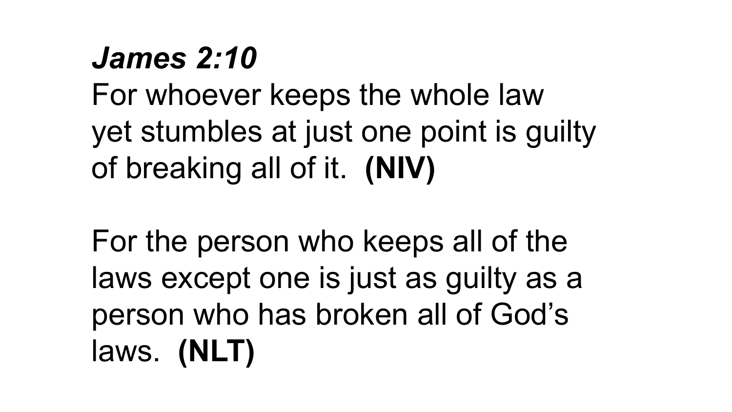***James 2:10***

For whoever keeps the whole law yet stumbles at just one point is guilty of breaking all of it. **(NIV)**

For the person who keeps all of the laws except one is just as guilty as a person who has broken all of God's laws. **(NLT)**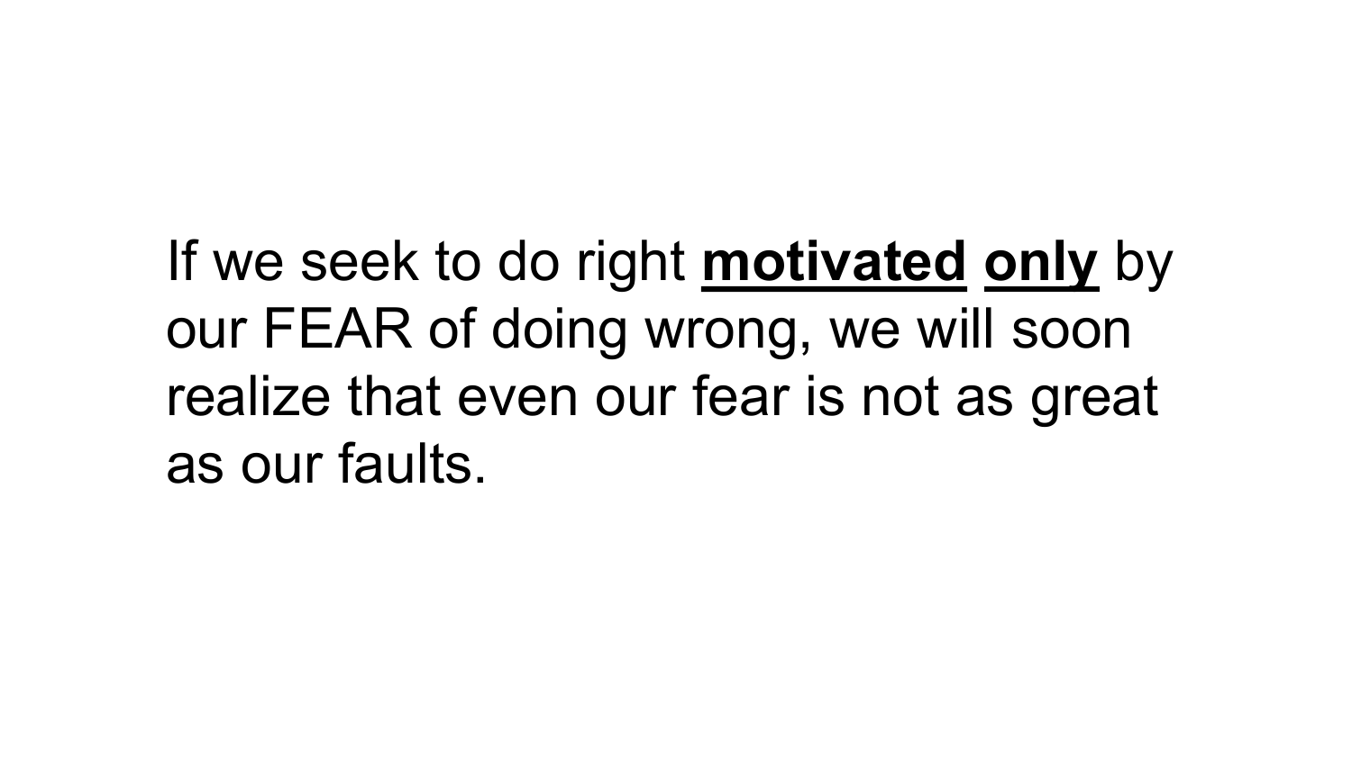If we seek to do right <u>**motivated**</u> <u>**only**</u> by our FEAR of doing wrong, we will soon realize that even our fear is not as great as our faults.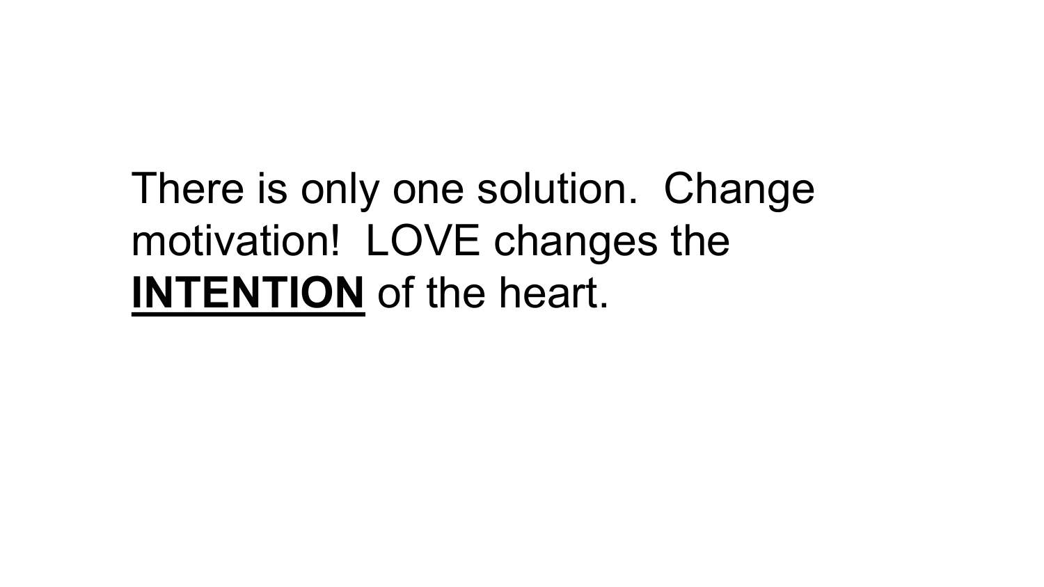There is only one solution. Change motivation! LOVE changes the <u>**INTENTION**</u> of the heart.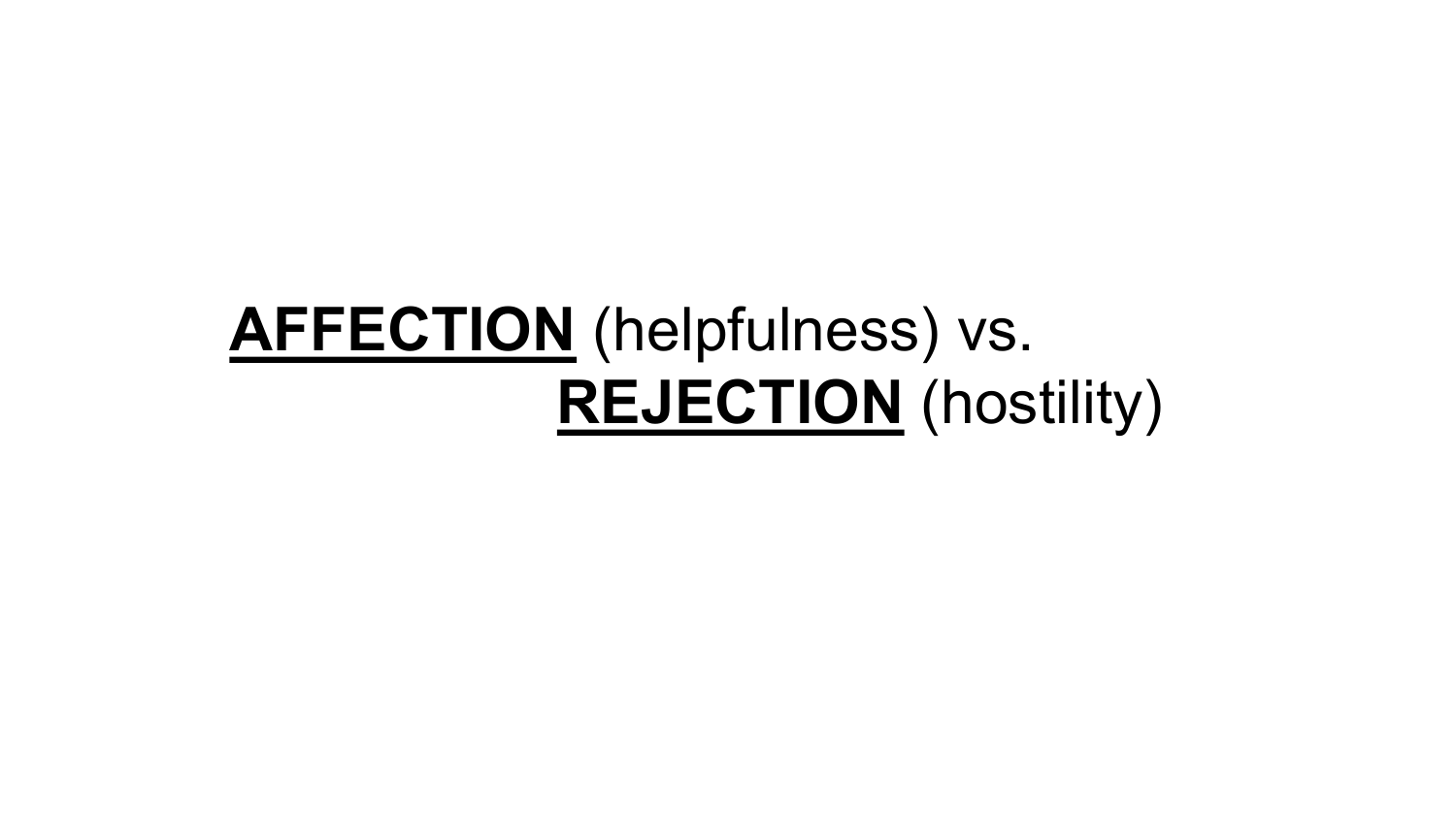**<u>AFFECTION</u>** (helpfulness) vs.
**<u>REJECTION</u>** (hostility)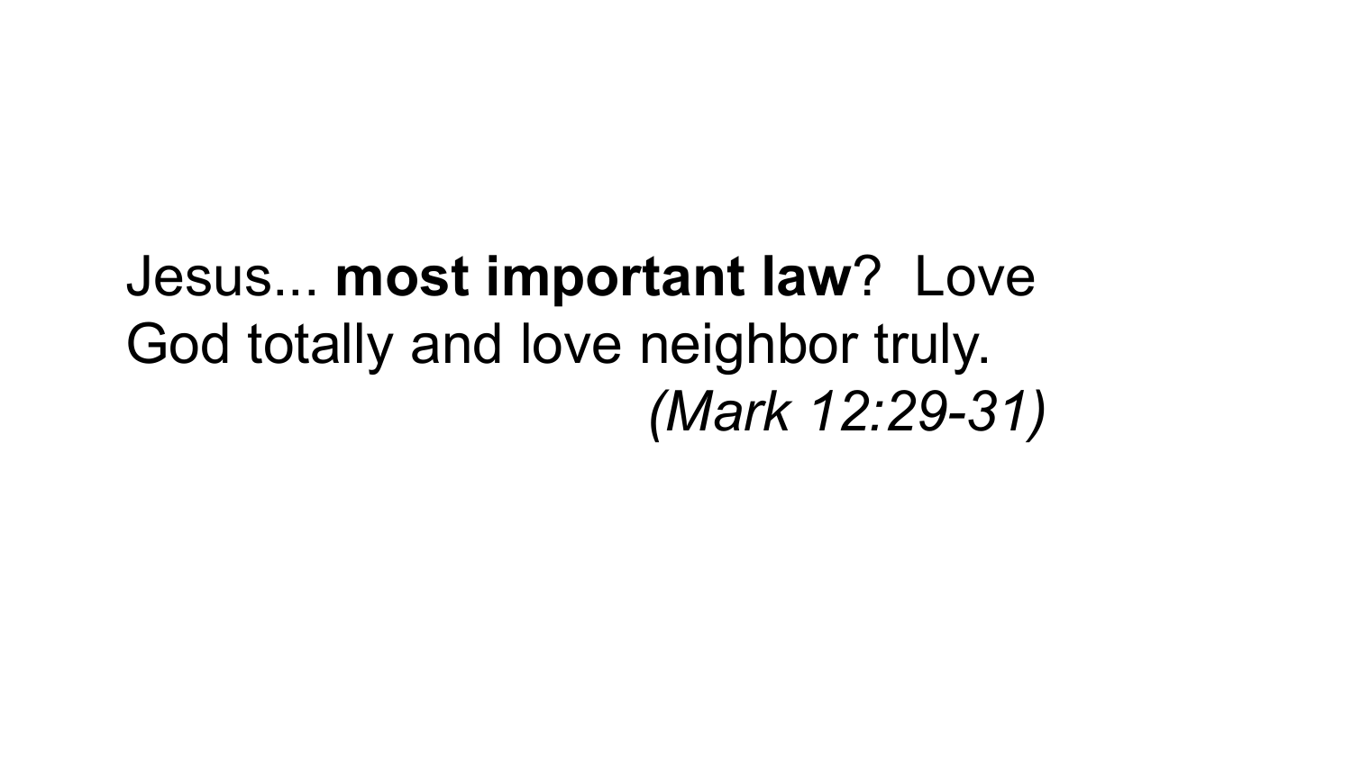Jesus... **most important law**?  Love God totally and love neighbor truly.

*(Mark 12:29-31)*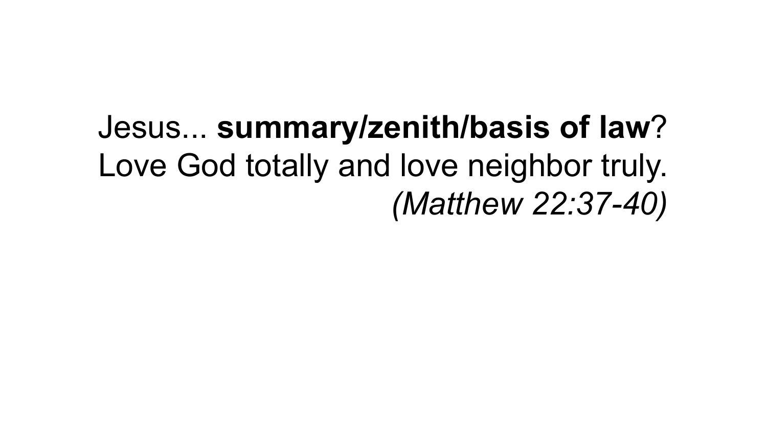Jesus... **summary/zenith/basis of law**?
Love God totally and love neighbor truly.
*(Matthew 22:37-40)*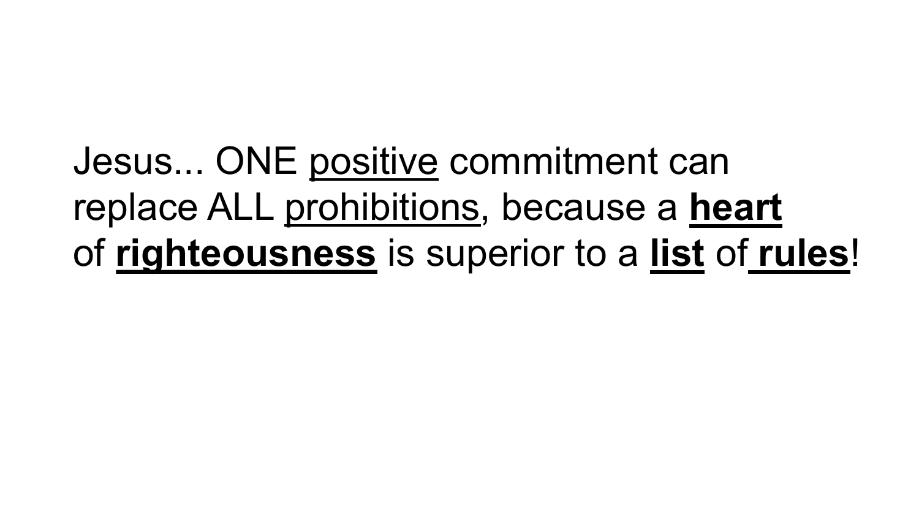Jesus... ONE <u>positive</u> commitment can replace ALL <u>prohibitions</u>, because a <u>**heart**</u> of <u>**righteousness**</u> is superior to a <u>**list**</u> of <u>**rules**</u>!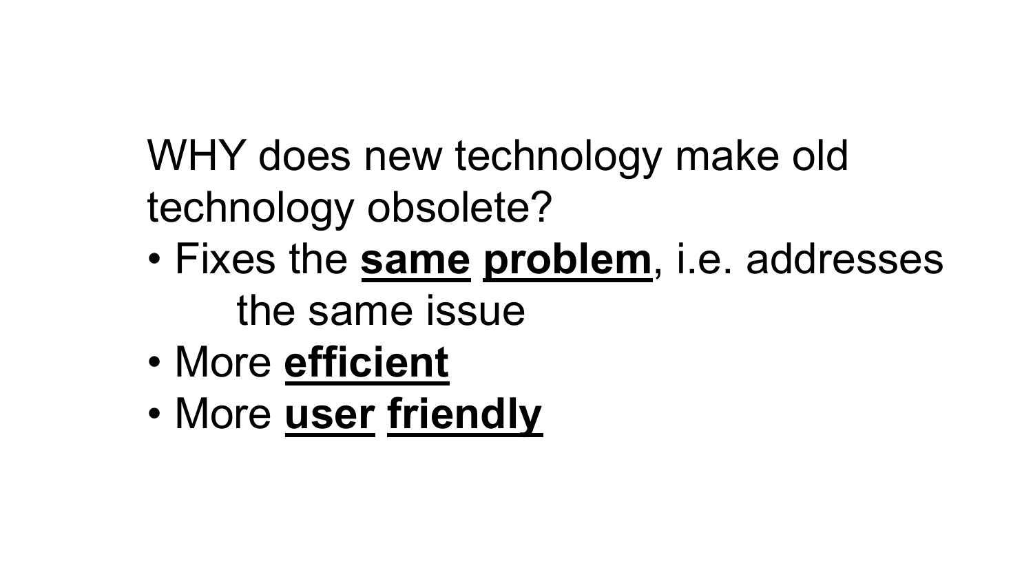WHY does new technology make old technology obsolete?

- Fixes the <u>**same**</u> <u>**problem**</u>, i.e. addresses the same issue
- More <u>**efficient**</u>
- More <u>**user**</u> <u>**friendly**</u>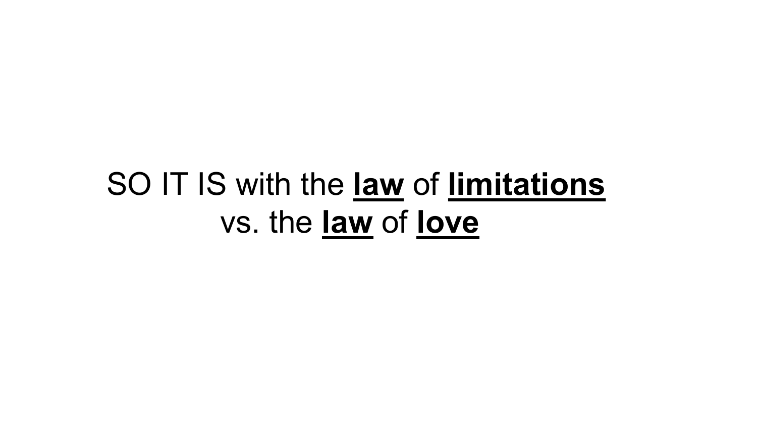SO IT IS with the **<u>law</u>** of **<u>limitations</u>**
vs. the **<u>law</u>** of **<u>love</u>**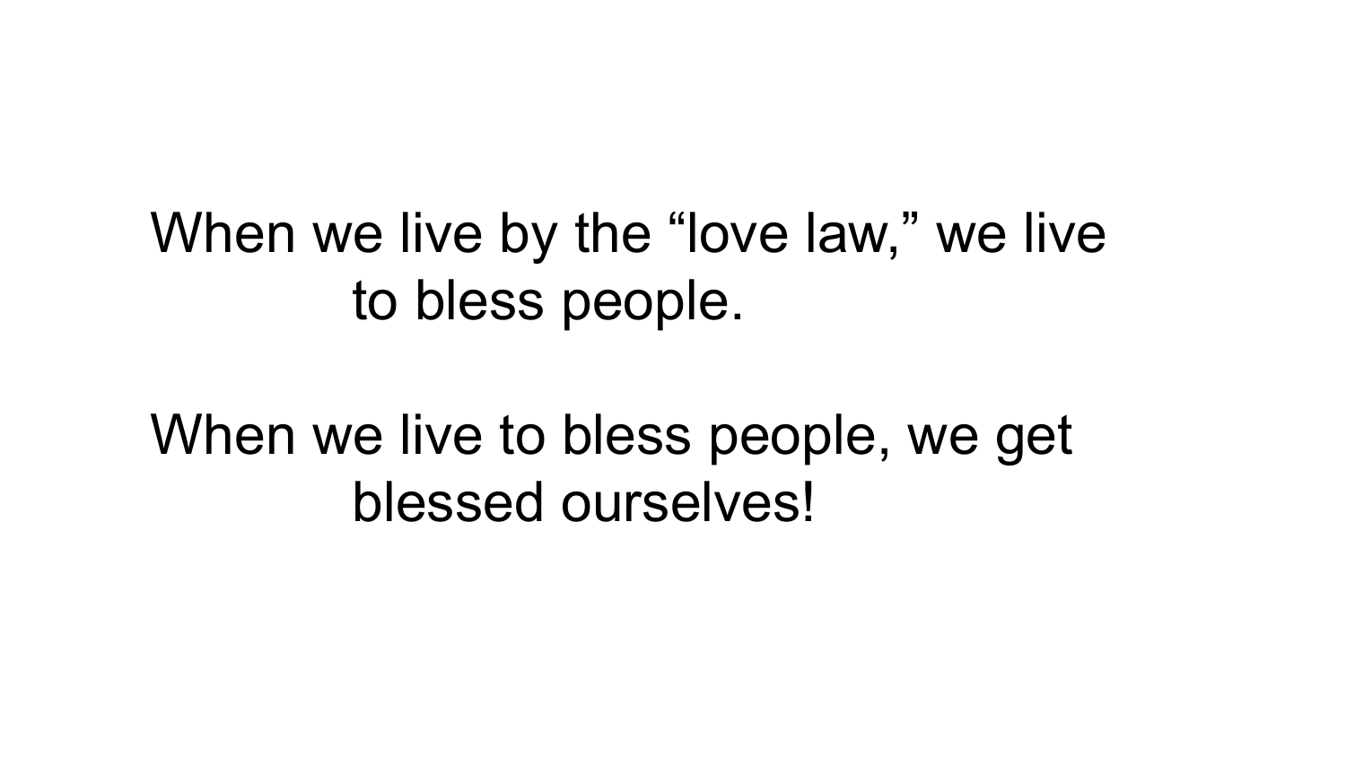When we live by the “love law,” we live to bless people.

When we live to bless people, we get blessed ourselves!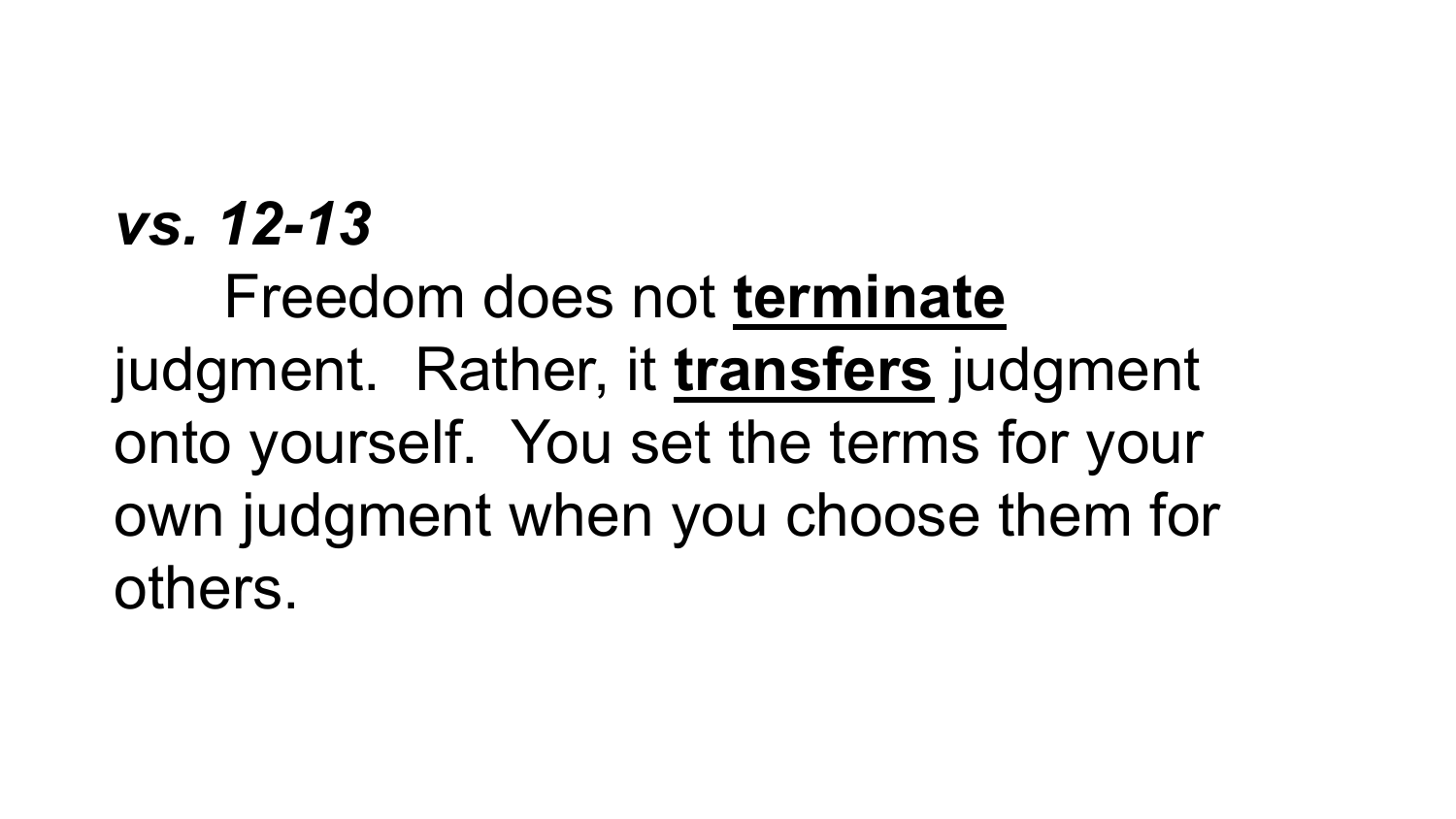***vs. 12-13***

Freedom does not **<u>terminate</u>** judgment. Rather, it **<u>transfers</u>** judgment onto yourself. You set the terms for your own judgment when you choose them for others.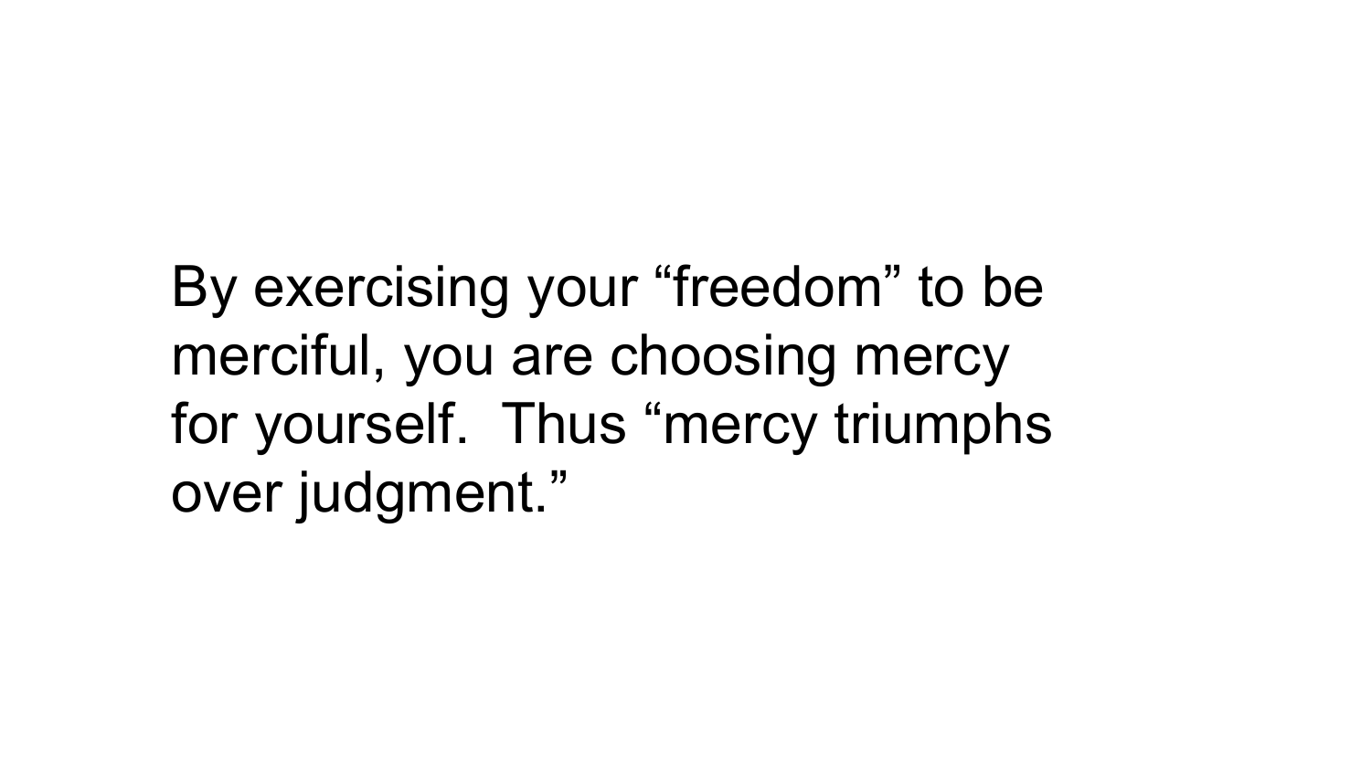By exercising your “freedom” to be merciful, you are choosing mercy for yourself.  Thus “mercy triumphs over judgment.”